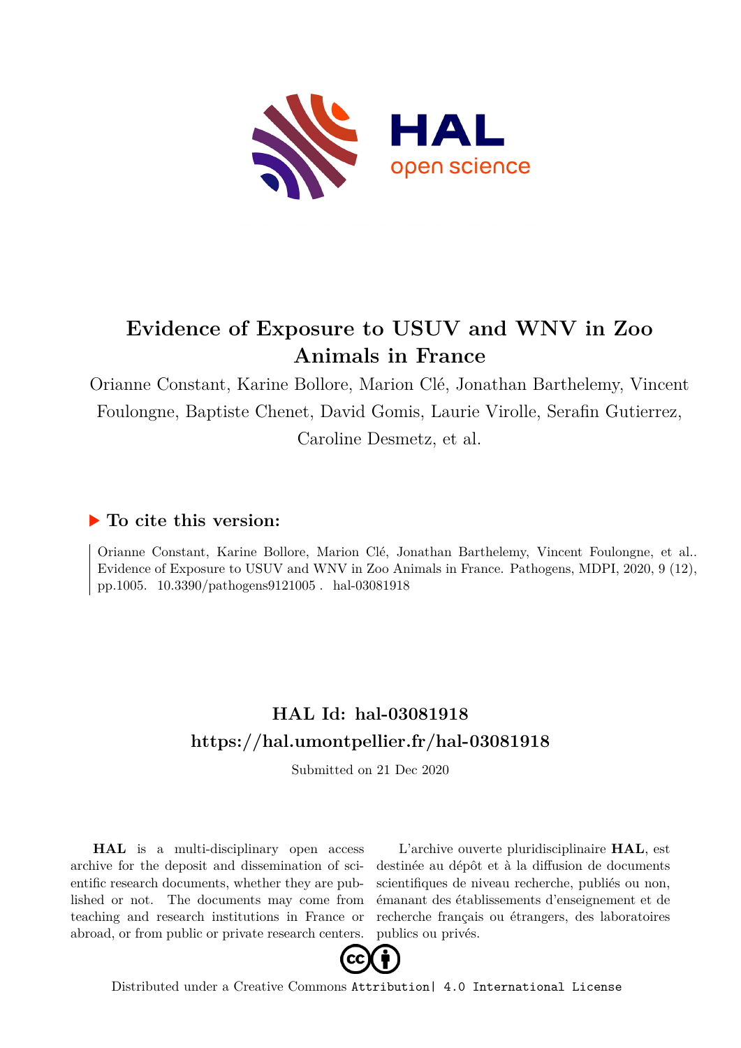# Evidence of Exposure to USUV and WNV in Zoo Animals in France

Orianne Constant, Karine Bollore, Marion Clé, Jonathan Barthelemy, Vincent Foulongne, Baptiste Chenet, David Gomis, Laurie Virolle, Serafin Gutierrez, Caroline Desmetz, et al.

## ▶ To cite this version:

Orianne Constant, Karine Bollore, Marion Clé, Jonathan Barthelemy, Vincent Foulongne, et al.. Evidence of Exposure to USUV and WNV in Zoo Animals in France. Pathogens, MDPI, 2020, 9 (12), pp.1005. 10.3390/pathogens9121005 . hal-03081918

## HAL Id: hal-03081918
## https://hal.umontpellier.fr/hal-03081918

Submitted on 21 Dec 2020

**HAL** is a multi-disciplinary open access archive for the deposit and dissemination of scientific research documents, whether they are published or not. The documents may come from teaching and research institutions in France or abroad, or from public or private research centers.

L'archive ouverte pluridisciplinaire **HAL**, est destinée au dépôt et à la diffusion de documents scientifiques de niveau recherche, publiés ou non, émanant des établissements d'enseignement et de recherche français ou étrangers, des laboratoires publics ou privés.

Distributed under a Creative Commons Attribution| 4.0 International License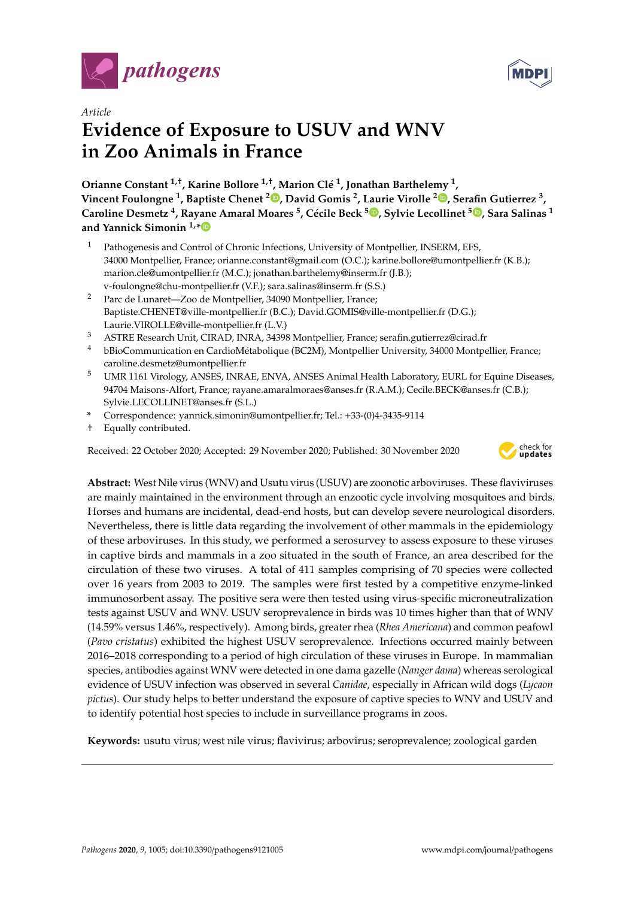# Evidence of Exposure to USUV and WNV in Zoo Animals in France

**Orianne Constant [1,†], Karine Bollore [1,†], Marion Clé [1], Jonathan Barthelemy [1], Vincent Foulongne [1], Baptiste Chenet [2], David Gomis [2], Laurie Virolle [2], Serafin Gutierrez [3], Caroline Desmetz [4], Rayane Amaral Moares [5], Cécile Beck [5], Sylvie Lecollinet [5], Sara Salinas [1] and Yannick Simonin [1,*]**

1. Pathogenesis and Control of Chronic Infections, University of Montpellier, INSERM, EFS, 34000 Montpellier, France; orianne.constant@gmail.com (O.C.); karine.bollore@umontpellier.fr (K.B.); marion.cle@umontpellier.fr (M.C.); jonathan.barthelemy@inserm.fr (J.B.); v-foulongne@chu-montpellier.fr (V.F.); sara.salinas@inserm.fr (S.S.)
2. Parc de Lunaret—Zoo de Montpellier, 34090 Montpellier, France; Baptiste.CHENET@ville-montpellier.fr (B.C.); David.GOMIS@ville-montpellier.fr (D.G.); Laurie.VIROLLE@ville-montpellier.fr (L.V.)
3. ASTRE Research Unit, CIRAD, INRA, 34398 Montpellier, France; serafin.gutierrez@cirad.fr
4. bBioCommunication en CardioMétabolique (BC2M), Montpellier University, 34000 Montpellier, France; caroline.desmetz@umontpellier.fr
5. UMR 1161 Virology, ANSES, INRAE, ENVA, ANSES Animal Health Laboratory, EURL for Equine Diseases, 94704 Maisons-Alfort, France; rayane.amaralmoraes@anses.fr (R.A.M.); Cecile.BECK@anses.fr (C.B.); Sylvie.LECOLLINET@anses.fr (S.L.)

\* Correspondence: yannick.simonin@umontpellier.fr; Tel.: +33-(0)4-3435-9114

† Equally contributed.

Received: 22 October 2020; Accepted: 29 November 2020; Published: 30 November 2020

**Abstract:** West Nile virus (WNV) and Usutu virus (USUV) are zoonotic arboviruses. These flaviviruses are mainly maintained in the environment through an enzootic cycle involving mosquitoes and birds. Horses and humans are incidental, dead-end hosts, but can develop severe neurological disorders. Nevertheless, there is little data regarding the involvement of other mammals in the epidemiology of these arboviruses. In this study, we performed a serosurvey to assess exposure to these viruses in captive birds and mammals in a zoo situated in the south of France, an area described for the circulation of these two viruses. A total of 411 samples comprising of 70 species were collected over 16 years from 2003 to 2019. The samples were first tested by a competitive enzyme-linked immunosorbent assay. The positive sera were then tested using virus-specific microneutralization tests against USUV and WNV. USUV seroprevalence in birds was 10 times higher than that of WNV (14.59% versus 1.46%, respectively). Among birds, greater rhea (*Rhea Americana*) and common peafowl (*Pavo cristatus*) exhibited the highest USUV seroprevalence. Infections occurred mainly between 2016–2018 corresponding to a period of high circulation of these viruses in Europe. In mammalian species, antibodies against WNV were detected in one dama gazelle (*Nanger dama*) whereas serological evidence of USUV infection was observed in several *Canidae*, especially in African wild dogs (*Lycaon pictus*). Our study helps to better understand the exposure of captive species to WNV and USUV and to identify potential host species to include in surveillance programs in zoos.

**Keywords:** usutu virus; west nile virus; flavivirus; arbovirus; seroprevalence; zoological garden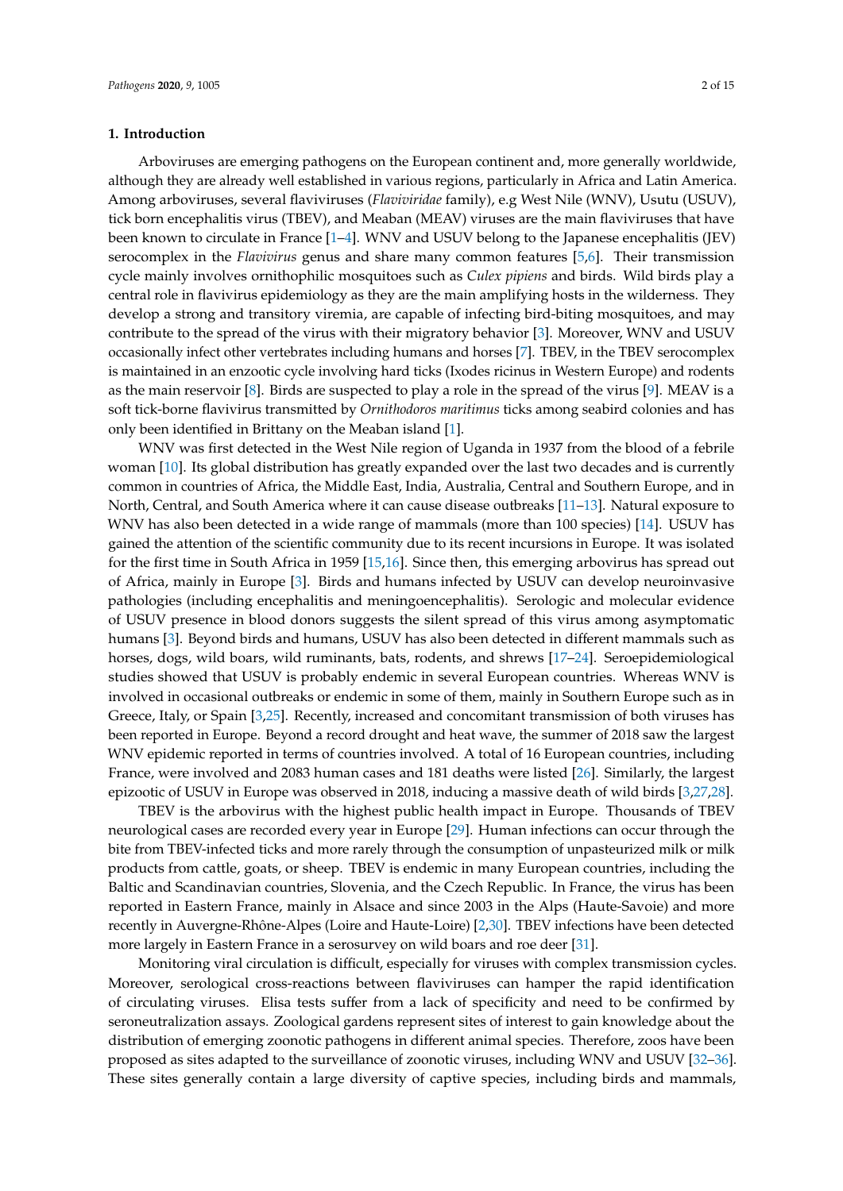## 1. Introduction

Arboviruses are emerging pathogens on the European continent and, more generally worldwide, although they are already well established in various regions, particularly in Africa and Latin America. Among arboviruses, several flaviviruses (*Flaviviridae* family), e.g West Nile (WNV), Usutu (USUV), tick born encephalitis virus (TBEV), and Meaban (MEAV) viruses are the main flaviviruses that have been known to circulate in France [1–4]. WNV and USUV belong to the Japanese encephalitis (JEV) serocomplex in the *Flavivirus* genus and share many common features [5,6]. Their transmission cycle mainly involves ornithophilic mosquitoes such as *Culex pipiens* and birds. Wild birds play a central role in flavivirus epidemiology as they are the main amplifying hosts in the wilderness. They develop a strong and transitory viremia, are capable of infecting bird-biting mosquitoes, and may contribute to the spread of the virus with their migratory behavior [3]. Moreover, WNV and USUV occasionally infect other vertebrates including humans and horses [7]. TBEV, in the TBEV serocomplex is maintained in an enzootic cycle involving hard ticks (Ixodes ricinus in Western Europe) and rodents as the main reservoir [8]. Birds are suspected to play a role in the spread of the virus [9]. MEAV is a soft tick-borne flavivirus transmitted by *Ornithodoros maritimus* ticks among seabird colonies and has only been identified in Brittany on the Meaban island [1].

WNV was first detected in the West Nile region of Uganda in 1937 from the blood of a febrile woman [10]. Its global distribution has greatly expanded over the last two decades and is currently common in countries of Africa, the Middle East, India, Australia, Central and Southern Europe, and in North, Central, and South America where it can cause disease outbreaks [11–13]. Natural exposure to WNV has also been detected in a wide range of mammals (more than 100 species) [14]. USUV has gained the attention of the scientific community due to its recent incursions in Europe. It was isolated for the first time in South Africa in 1959 [15,16]. Since then, this emerging arbovirus has spread out of Africa, mainly in Europe [3]. Birds and humans infected by USUV can develop neuroinvasive pathologies (including encephalitis and meningoencephalitis). Serologic and molecular evidence of USUV presence in blood donors suggests the silent spread of this virus among asymptomatic humans [3]. Beyond birds and humans, USUV has also been detected in different mammals such as horses, dogs, wild boars, wild ruminants, bats, rodents, and shrews [17–24]. Seroepidemiological studies showed that USUV is probably endemic in several European countries. Whereas WNV is involved in occasional outbreaks or endemic in some of them, mainly in Southern Europe such as in Greece, Italy, or Spain [3,25]. Recently, increased and concomitant transmission of both viruses has been reported in Europe. Beyond a record drought and heat wave, the summer of 2018 saw the largest WNV epidemic reported in terms of countries involved. A total of 16 European countries, including France, were involved and 2083 human cases and 181 deaths were listed [26]. Similarly, the largest epizootic of USUV in Europe was observed in 2018, inducing a massive death of wild birds [3,27,28].

TBEV is the arbovirus with the highest public health impact in Europe. Thousands of TBEV neurological cases are recorded every year in Europe [29]. Human infections can occur through the bite from TBEV-infected ticks and more rarely through the consumption of unpasteurized milk or milk products from cattle, goats, or sheep. TBEV is endemic in many European countries, including the Baltic and Scandinavian countries, Slovenia, and the Czech Republic. In France, the virus has been reported in Eastern France, mainly in Alsace and since 2003 in the Alps (Haute-Savoie) and more recently in Auvergne-Rhône-Alpes (Loire and Haute-Loire) [2,30]. TBEV infections have been detected more largely in Eastern France in a serosurvey on wild boars and roe deer [31].

Monitoring viral circulation is difficult, especially for viruses with complex transmission cycles. Moreover, serological cross-reactions between flaviviruses can hamper the rapid identification of circulating viruses. Elisa tests suffer from a lack of specificity and need to be confirmed by seroneutralization assays. Zoological gardens represent sites of interest to gain knowledge about the distribution of emerging zoonotic pathogens in different animal species. Therefore, zoos have been proposed as sites adapted to the surveillance of zoonotic viruses, including WNV and USUV [32–36]. These sites generally contain a large diversity of captive species, including birds and mammals,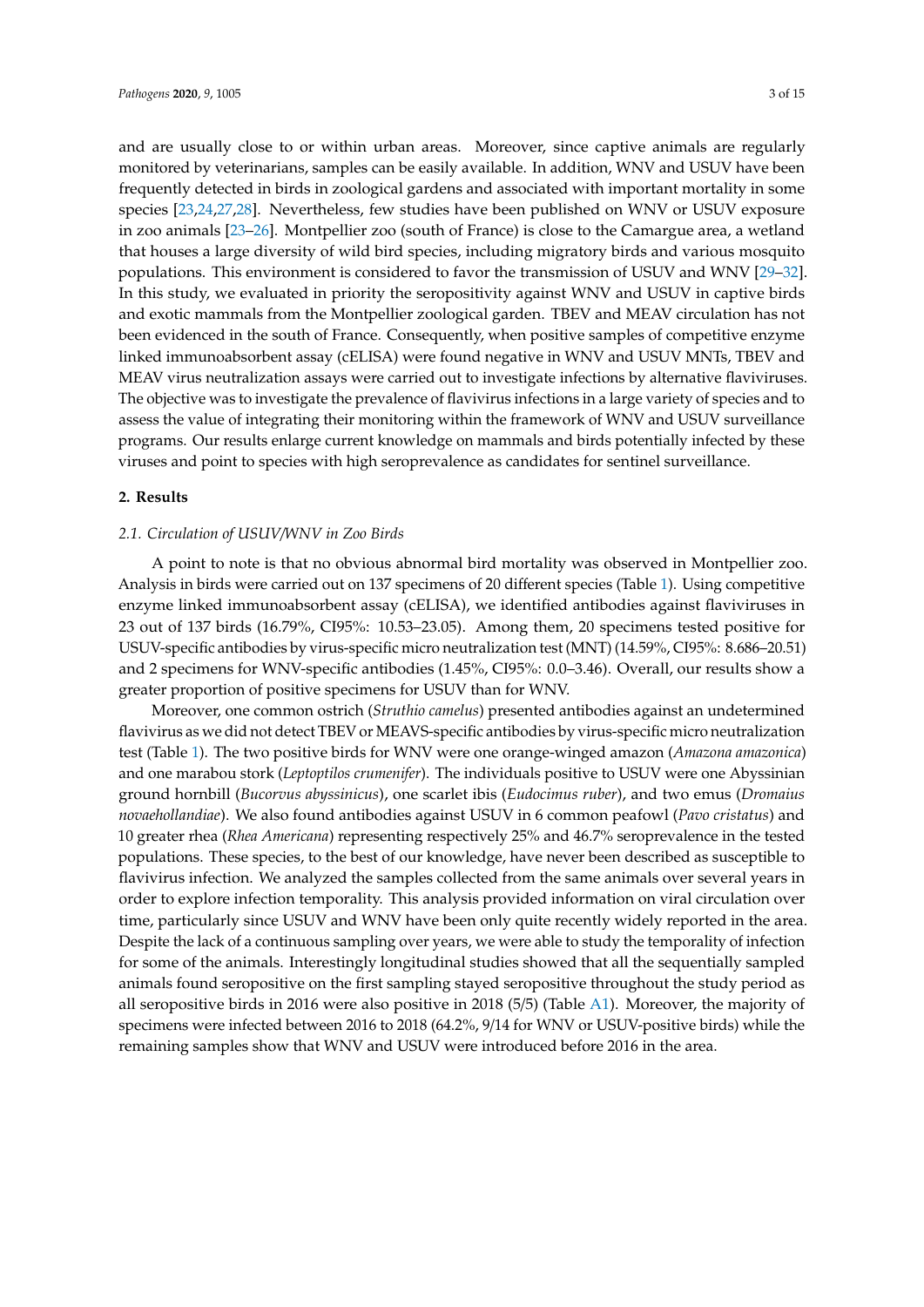and are usually close to or within urban areas. Moreover, since captive animals are regularly monitored by veterinarians, samples can be easily available. In addition, WNV and USUV have been frequently detected in birds in zoological gardens and associated with important mortality in some species [23,24,27,28]. Nevertheless, few studies have been published on WNV or USUV exposure in zoo animals [23–26]. Montpellier zoo (south of France) is close to the Camargue area, a wetland that houses a large diversity of wild bird species, including migratory birds and various mosquito populations. This environment is considered to favor the transmission of USUV and WNV [29–32]. In this study, we evaluated in priority the seropositivity against WNV and USUV in captive birds and exotic mammals from the Montpellier zoological garden. TBEV and MEAV circulation has not been evidenced in the south of France. Consequently, when positive samples of competitive enzyme linked immunoabsorbent assay (cELISA) were found negative in WNV and USUV MNTs, TBEV and MEAV virus neutralization assays were carried out to investigate infections by alternative flaviviruses. The objective was to investigate the prevalence of flavivirus infections in a large variety of species and to assess the value of integrating their monitoring within the framework of WNV and USUV surveillance programs. Our results enlarge current knowledge on mammals and birds potentially infected by these viruses and point to species with high seroprevalence as candidates for sentinel surveillance.

## 2. Results

### 2.1. Circulation of USUV/WNV in Zoo Birds

A point to note is that no obvious abnormal bird mortality was observed in Montpellier zoo. Analysis in birds were carried out on 137 specimens of 20 different species (Table 1). Using competitive enzyme linked immunoabsorbent assay (cELISA), we identified antibodies against flaviviruses in 23 out of 137 birds (16.79%, CI95%: 10.53–23.05). Among them, 20 specimens tested positive for USUV-specific antibodies by virus-specific micro neutralization test (MNT) (14.59%, CI95%: 8.686–20.51) and 2 specimens for WNV-specific antibodies (1.45%, CI95%: 0.0–3.46). Overall, our results show a greater proportion of positive specimens for USUV than for WNV.

Moreover, one common ostrich (*Struthio camelus*) presented antibodies against an undetermined flavivirus as we did not detect TBEV or MEAVS-specific antibodies by virus-specific micro neutralization test (Table 1). The two positive birds for WNV were one orange-winged amazon (*Amazona amazonica*) and one marabou stork (*Leptoptilos crumenifer*). The individuals positive to USUV were one Abyssinian ground hornbill (*Bucorvus abyssinicus*), one scarlet ibis (*Eudocimus ruber*), and two emus (*Dromaius novaehollandiae*). We also found antibodies against USUV in 6 common peafowl (*Pavo cristatus*) and 10 greater rhea (*Rhea Americana*) representing respectively 25% and 46.7% seroprevalence in the tested populations. These species, to the best of our knowledge, have never been described as susceptible to flavivirus infection. We analyzed the samples collected from the same animals over several years in order to explore infection temporality. This analysis provided information on viral circulation over time, particularly since USUV and WNV have been only quite recently widely reported in the area. Despite the lack of a continuous sampling over years, we were able to study the temporality of infection for some of the animals. Interestingly longitudinal studies showed that all the sequentially sampled animals found seropositive on the first sampling stayed seropositive throughout the study period as all seropositive birds in 2016 were also positive in 2018 (5/5) (Table A1). Moreover, the majority of specimens were infected between 2016 to 2018 (64.2%, 9/14 for WNV or USUV-positive birds) while the remaining samples show that WNV and USUV were introduced before 2016 in the area.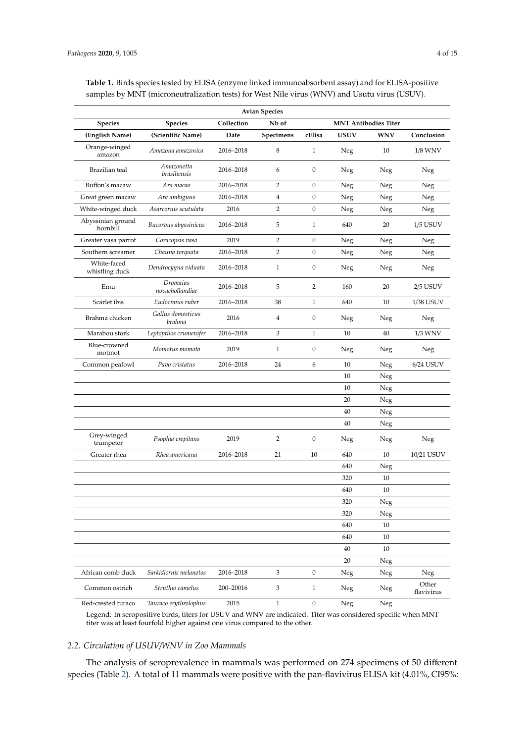**Table 1.** Birds species tested by ELISA (enzyme linked immunoabsorbent assay) and for ELISA-positive samples by MNT (microneutralization tests) for West Nile virus (WNV) and Usutu virus (USUV).

| Avian Species | | | | | | | |
|---|---|---|---|---|---|---|---|
| **Species** | **Species** | **Collection** | **Nb of** | | **MNT Antibodies Titer** | | |
| **(English Name)** | **(Scientific Name)** | **Date** | **Specimens** | **cElisa** | **USUV** | **WNV** | **Conclusion** |
| Orange-winged amazon | *Amazona amazonica* | 2016–2018 | 8 | 1 | Neg | 10 | 1/8 WNV |
| Brazilian teal | *Amazonetta brasiliensis* | 2016–2018 | 6 | 0 | Neg | Neg | Neg |
| Buffon's macaw | *Ara macao* | 2016–2018 | 2 | 0 | Neg | Neg | Neg |
| Great green macaw | *Ara ambiguus* | 2016–2018 | 4 | 0 | Neg | Neg | Neg |
| White-winged duck | *Asarcornis scutulata* | 2016 | 2 | 0 | Neg | Neg | Neg |
| Abyssinian ground hornbill | *Bucorvus abyssinicus* | 2016–2018 | 5 | 1 | 640 | 20 | 1/5 USUV |
| Greater vasa parrot | *Coracopsis vasa* | 2019 | 2 | 0 | Neg | Neg | Neg |
| Southern screamer | *Chauna torquata* | 2016–2018 | 2 | 0 | Neg | Neg | Neg |
| White-faced whistling duck | *Dendrocygna viduata* | 2016–2018 | 1 | 0 | Neg | Neg | Neg |
| Emu | *Dromaius novaehollandiae* | 2016–2018 | 5 | 2 | 160 | 20 | 2/5 USUV |
| Scarlet ibis | *Eudocimus ruber* | 2016–2018 | 38 | 1 | 640 | 10 | 1/38 USUV |
| Brahma chicken | *Gallus domesticus brahma* | 2016 | 4 | 0 | Neg | Neg | Neg |
| Marabou stork | *Leptoptilos crumenifer* | 2016–2018 | 3 | 1 | 10 | 40 | 1/3 WNV |
| Blue-crowned motmot | *Momotus momota* | 2019 | 1 | 0 | Neg | Neg | Neg |
| Common peafowl | *Pavo cristatus* | 2016–2018 | 24 | 6 | 10 | Neg | 6/24 USUV |
| | | | | | 10 | Neg | |
| | | | | | 10 | Neg | |
| | | | | | 20 | Neg | |
| | | | | | 40 | Neg | |
| | | | | | 40 | Neg | |
| Grey-winged trumpeter | *Psophia crepitans* | 2019 | 2 | 0 | Neg | Neg | Neg |
| Greater rhea | *Rhea americana* | 2016–2018 | 21 | 10 | 640 | 10 | 10/21 USUV |
| | | | | | 640 | Neg | |
| | | | | | 320 | 10 | |
| | | | | | 640 | 10 | |
| | | | | | 320 | Neg | |
| | | | | | 320 | Neg | |
| | | | | | 640 | 10 | |
| | | | | | 640 | 10 | |
| | | | | | 40 | 10 | |
| | | | | | 20 | Neg | |
| African comb duck | *Sarkidiornis melanotos* | 2016–2018 | 3 | 0 | Neg | Neg | Neg |
| Common ostrich | *Struthio camelus* | 200–20016 | 3 | 1 | Neg | Neg | Other flavivirus |
| Red-crested turaco | *Tauraco erythrolophus* | 2015 | 1 | 0 | Neg | Neg | |

Legend: In seropositive birds, titers for USUV and WNV are indicated. Titer was considered specific when MNT titer was at least fourfold higher against one virus compared to the other.

### 2.2. Circulation of USUV/WNV in Zoo Mammals

The analysis of seroprevalence in mammals was performed on 274 specimens of 50 different species (Table 2). A total of 11 mammals were positive with the pan-flavivirus ELISA kit (4.01%, CI95%: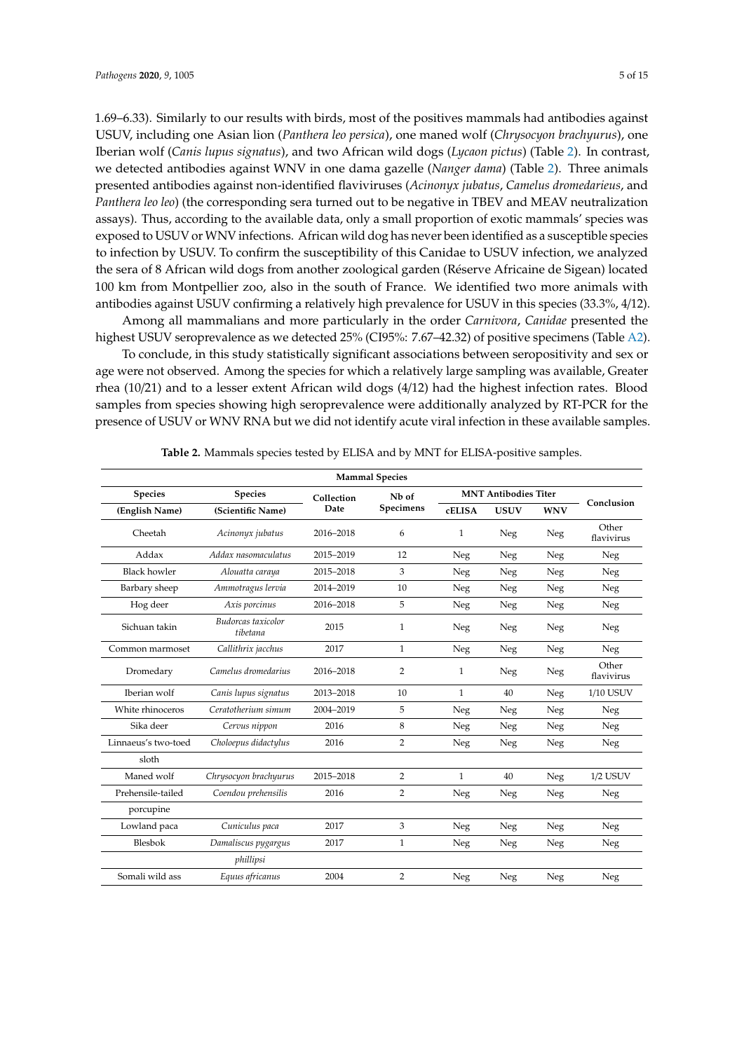1.69–6.33). Similarly to our results with birds, most of the positives mammals had antibodies against USUV, including one Asian lion (*Panthera leo persica*), one maned wolf (*Chrysocyon brachyurus*), one Iberian wolf (*Canis lupus signatus*), and two African wild dogs (*Lycaon pictus*) (Table 2). In contrast, we detected antibodies against WNV in one dama gazelle (*Nanger dama*) (Table 2). Three animals presented antibodies against non-identified flaviviruses (*Acinonyx jubatus*, *Camelus dromedarieus*, and *Panthera leo leo*) (the corresponding sera turned out to be negative in TBEV and MEAV neutralization assays). Thus, according to the available data, only a small proportion of exotic mammals' species was exposed to USUV or WNV infections. African wild dog has never been identified as a susceptible species to infection by USUV. To confirm the susceptibility of this Canidae to USUV infection, we analyzed the sera of 8 African wild dogs from another zoological garden (Réserve Africaine de Sigean) located 100 km from Montpellier zoo, also in the south of France. We identified two more animals with antibodies against USUV confirming a relatively high prevalence for USUV in this species (33.3%, 4/12).

Among all mammalians and more particularly in the order *Carnivora*, *Canidae* presented the highest USUV seroprevalence as we detected 25% (CI95%: 7.67–42.32) of positive specimens (Table A2).

To conclude, in this study statistically significant associations between seropositivity and sex or age were not observed. Among the species for which a relatively large sampling was available, Greater rhea (10/21) and to a lesser extent African wild dogs (4/12) had the highest infection rates. Blood samples from species showing high seroprevalence were additionally analyzed by RT-PCR for the presence of USUV or WNV RNA but we did not identify acute viral infection in these available samples.

**Table 2.** Mammals species tested by ELISA and by MNT for ELISA-positive samples.

| Mammal Species | | | | | | | |
|---|---|---|---|---|---|---|---|
| **Species (English Name)** | **Species (Scientific Name)** | **Collection Date** | **Nb of Specimens** | **MNT Antibodies Titer** | | | **Conclusion** |
| | | | | **cELISA** | **USUV** | **WNV** | |
| Cheetah | *Acinonyx jubatus* | 2016–2018 | 6 | 1 | Neg | Neg | Other flavivirus |
| Addax | *Addax nasomaculatus* | 2015–2019 | 12 | Neg | Neg | Neg | Neg |
| Black howler | *Alouatta caraya* | 2015–2018 | 3 | Neg | Neg | Neg | Neg |
| Barbary sheep | *Ammotragus lervia* | 2014–2019 | 10 | Neg | Neg | Neg | Neg |
| Hog deer | *Axis porcinus* | 2016–2018 | 5 | Neg | Neg | Neg | Neg |
| Sichuan takin | *Budorcas taxicolor tibetana* | 2015 | 1 | Neg | Neg | Neg | Neg |
| Common marmoset | *Callithrix jacchus* | 2017 | 1 | Neg | Neg | Neg | Neg |
| Dromedary | *Camelus dromedarius* | 2016–2018 | 2 | 1 | Neg | Neg | Other flavivirus |
| Iberian wolf | *Canis lupus signatus* | 2013–2018 | 10 | 1 | 40 | Neg | 1/10 USUV |
| White rhinoceros | *Ceratotherium simum* | 2004–2019 | 5 | Neg | Neg | Neg | Neg |
| Sika deer | *Cervus nippon* | 2016 | 8 | Neg | Neg | Neg | Neg |
| Linnaeus's two-toed sloth | *Choloepus didactylus* | 2016 | 2 | Neg | Neg | Neg | Neg |
| Maned wolf | *Chrysocyon brachyurus* | 2015–2018 | 2 | 1 | 40 | Neg | 1/2 USUV |
| Prehensile-tailed porcupine | *Coendou prehensilis* | 2016 | 2 | Neg | Neg | Neg | Neg |
| Lowland paca | *Cuniculus paca* | 2017 | 3 | Neg | Neg | Neg | Neg |
| Blesbok | *Damaliscus pygargus phillipsi* | 2017 | 1 | Neg | Neg | Neg | Neg |
| Somali wild ass | *Equus africanus* | 2004 | 2 | Neg | Neg | Neg | Neg |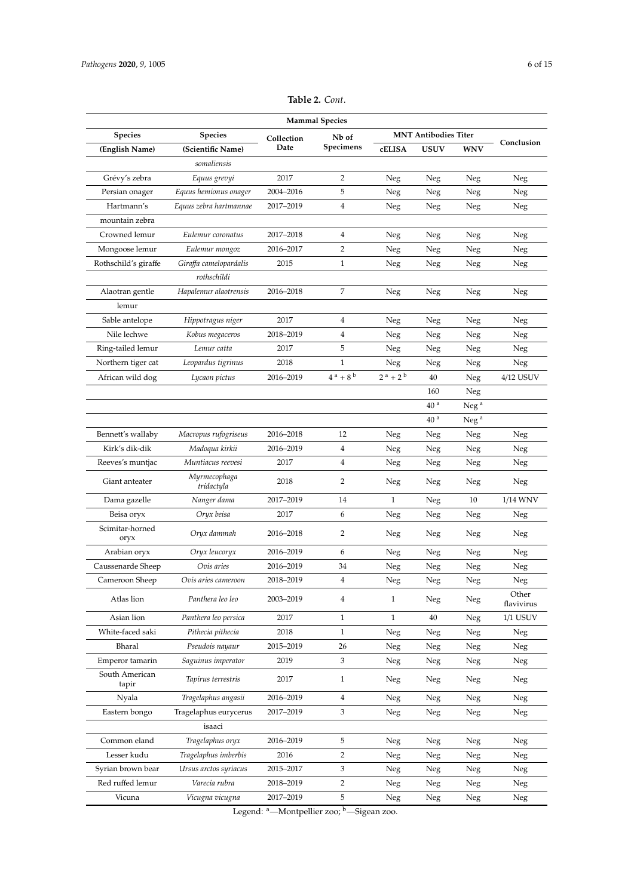**Table 2.** *Cont.*

| Mammal Species | | | | | | | |
|---|---|---|---|---|---|---|---|
| **Species (English Name)** | **Species (Scientific Name)** | **Collection Date** | **Nb of Specimens** | **MNT Antibodies Titer** | | | **Conclusion** |
| | | | | **cELISA** | **USUV** | **WNV** | |
| | *somaliensis* | | | | | | |
| Grévy's zebra | *Equus grevyi* | 2017 | 2 | Neg | Neg | Neg | Neg |
| Persian onager | *Equus hemionus onager* | 2004–2016 | 5 | Neg | Neg | Neg | Neg |
| Hartmann's mountain zebra | *Equus zebra hartmannae* | 2017–2019 | 4 | Neg | Neg | Neg | Neg |
| Crowned lemur | *Eulemur coronatus* | 2017–2018 | 4 | Neg | Neg | Neg | Neg |
| Mongoose lemur | *Eulemur mongoz* | 2016–2017 | 2 | Neg | Neg | Neg | Neg |
| Rothschild's giraffe | *Giraffa camelopardalis rothschildi* | 2015 | 1 | Neg | Neg | Neg | Neg |
| Alaotran gentle lemur | *Hapalemur alaotrensis* | 2016–2018 | 7 | Neg | Neg | Neg | Neg |
| Sable antelope | *Hippotragus niger* | 2017 | 4 | Neg | Neg | Neg | Neg |
| Nile lechwe | *Kobus megaceros* | 2018–2019 | 4 | Neg | Neg | Neg | Neg |
| Ring-tailed lemur | *Lemur catta* | 2017 | 5 | Neg | Neg | Neg | Neg |
| Northern tiger cat | *Leopardus tigrinus* | 2018 | 1 | Neg | Neg | Neg | Neg |
| African wild dog | *Lycaon pictus* | 2016–2019 | 4 [a] + 8 [b] | 2 [a] + 2 [b] | 40 | Neg | 4/12 USUV |
| | | | | | 160 | Neg | |
| | | | | | 40 [a] | Neg [a] | |
| | | | | | 40 [a] | Neg [a] | |
| Bennett's wallaby | *Macropus rufogriseus* | 2016–2018 | 12 | Neg | Neg | Neg | Neg |
| Kirk's dik-dik | *Madoqua kirkii* | 2016–2019 | 4 | Neg | Neg | Neg | Neg |
| Reeves's muntjac | *Muntiacus reevesi* | 2017 | 4 | Neg | Neg | Neg | Neg |
| Giant anteater | *Myrmecophaga tridactyla* | 2018 | 2 | Neg | Neg | Neg | Neg |
| Dama gazelle | *Nanger dama* | 2017–2019 | 14 | 1 | Neg | 10 | 1/14 WNV |
| Beisa oryx | *Oryx beisa* | 2017 | 6 | Neg | Neg | Neg | Neg |
| Scimitar-horned oryx | *Oryx dammah* | 2016–2018 | 2 | Neg | Neg | Neg | Neg |
| Arabian oryx | *Oryx leucoryx* | 2016–2019 | 6 | Neg | Neg | Neg | Neg |
| Caussenarde Sheep | *Ovis aries* | 2016–2019 | 34 | Neg | Neg | Neg | Neg |
| Cameroon Sheep | *Ovis aries cameroon* | 2018–2019 | 4 | Neg | Neg | Neg | Neg |
| Atlas lion | *Panthera leo leo* | 2003–2019 | 4 | 1 | Neg | Neg | Other flavivirus |
| Asian lion | *Panthera leo persica* | 2017 | 1 | 1 | 40 | Neg | 1/1 USUV |
| White-faced saki | *Pithecia pithecia* | 2018 | 1 | Neg | Neg | Neg | Neg |
| Bharal | *Pseudois nayaur* | 2015–2019 | 26 | Neg | Neg | Neg | Neg |
| Emperor tamarin | *Saguinus imperator* | 2019 | 3 | Neg | Neg | Neg | Neg |
| South American tapir | *Tapirus terrestris* | 2017 | 1 | Neg | Neg | Neg | Neg |
| Nyala | *Tragelaphus angasii* | 2016–2019 | 4 | Neg | Neg | Neg | Neg |
| Eastern bongo | Tragelaphus eurycerus isaaci | 2017–2019 | 3 | Neg | Neg | Neg | Neg |
| Common eland | *Tragelaphus oryx* | 2016–2019 | 5 | Neg | Neg | Neg | Neg |
| Lesser kudu | *Tragelaphus imberbis* | 2016 | 2 | Neg | Neg | Neg | Neg |
| Syrian brown bear | *Ursus arctos syriacus* | 2015–2017 | 3 | Neg | Neg | Neg | Neg |
| Red ruffed lemur | *Varecia rubra* | 2018–2019 | 2 | Neg | Neg | Neg | Neg |
| Vicuna | *Vicugna vicugna* | 2017–2019 | 5 | Neg | Neg | Neg | Neg |

Legend: [a]—Montpellier zoo; [b]—Sigean zoo.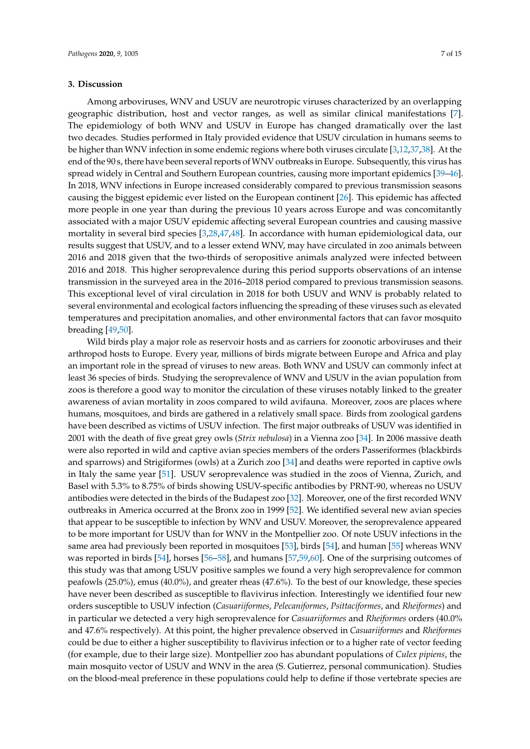## 3. Discussion

Among arboviruses, WNV and USUV are neurotropic viruses characterized by an overlapping geographic distribution, host and vector ranges, as well as similar clinical manifestations [7]. The epidemiology of both WNV and USUV in Europe has changed dramatically over the last two decades. Studies performed in Italy provided evidence that USUV circulation in humans seems to be higher than WNV infection in some endemic regions where both viruses circulate [3,12,37,38]. At the end of the 90 s, there have been several reports of WNV outbreaks in Europe. Subsequently, this virus has spread widely in Central and Southern European countries, causing more important epidemics [39–46]. In 2018, WNV infections in Europe increased considerably compared to previous transmission seasons causing the biggest epidemic ever listed on the European continent [26]. This epidemic has affected more people in one year than during the previous 10 years across Europe and was concomitantly associated with a major USUV epidemic affecting several European countries and causing massive mortality in several bird species [3,28,47,48]. In accordance with human epidemiological data, our results suggest that USUV, and to a lesser extend WNV, may have circulated in zoo animals between 2016 and 2018 given that the two-thirds of seropositive animals analyzed were infected between 2016 and 2018. This higher seroprevalence during this period supports observations of an intense transmission in the surveyed area in the 2016–2018 period compared to previous transmission seasons. This exceptional level of viral circulation in 2018 for both USUV and WNV is probably related to several environmental and ecological factors influencing the spreading of these viruses such as elevated temperatures and precipitation anomalies, and other environmental factors that can favor mosquito breading [49,50].

Wild birds play a major role as reservoir hosts and as carriers for zoonotic arboviruses and their arthropod hosts to Europe. Every year, millions of birds migrate between Europe and Africa and play an important role in the spread of viruses to new areas. Both WNV and USUV can commonly infect at least 36 species of birds. Studying the seroprevalence of WNV and USUV in the avian population from zoos is therefore a good way to monitor the circulation of these viruses notably linked to the greater awareness of avian mortality in zoos compared to wild avifauna. Moreover, zoos are places where humans, mosquitoes, and birds are gathered in a relatively small space. Birds from zoological gardens have been described as victims of USUV infection. The first major outbreaks of USUV was identified in 2001 with the death of five great grey owls (*Strix nebulosa*) in a Vienna zoo [34]. In 2006 massive death were also reported in wild and captive avian species members of the orders Passeriformes (blackbirds and sparrows) and Strigiformes (owls) at a Zurich zoo [34] and deaths were reported in captive owls in Italy the same year [51]. USUV seroprevalence was studied in the zoos of Vienna, Zurich, and Basel with 5.3% to 8.75% of birds showing USUV-specific antibodies by PRNT-90, whereas no USUV antibodies were detected in the birds of the Budapest zoo [32]. Moreover, one of the first recorded WNV outbreaks in America occurred at the Bronx zoo in 1999 [52]. We identified several new avian species that appear to be susceptible to infection by WNV and USUV. Moreover, the seroprevalence appeared to be more important for USUV than for WNV in the Montpellier zoo. Of note USUV infections in the same area had previously been reported in mosquitoes [53], birds [54], and human [55] whereas WNV was reported in birds [54], horses [56–58], and humans [57,59,60]. One of the surprising outcomes of this study was that among USUV positive samples we found a very high seroprevalence for common peafowls (25.0%), emus (40.0%), and greater rheas (47.6%). To the best of our knowledge, these species have never been described as susceptible to flavivirus infection. Interestingly we identified four new orders susceptible to USUV infection (*Casuariiformes*, *Pelecaniformes*, *Psittaciformes*, and *Rheiformes*) and in particular we detected a very high seroprevalence for *Casuariiformes* and *Rheiformes* orders (40.0% and 47.6% respectively). At this point, the higher prevalence observed in *Casuariiformes* and *Rheiformes* could be due to either a higher susceptibility to flavivirus infection or to a higher rate of vector feeding (for example, due to their large size). Montpellier zoo has abundant populations of *Culex pipiens*, the main mosquito vector of USUV and WNV in the area (S. Gutierrez, personal communication). Studies on the blood-meal preference in these populations could help to define if those vertebrate species are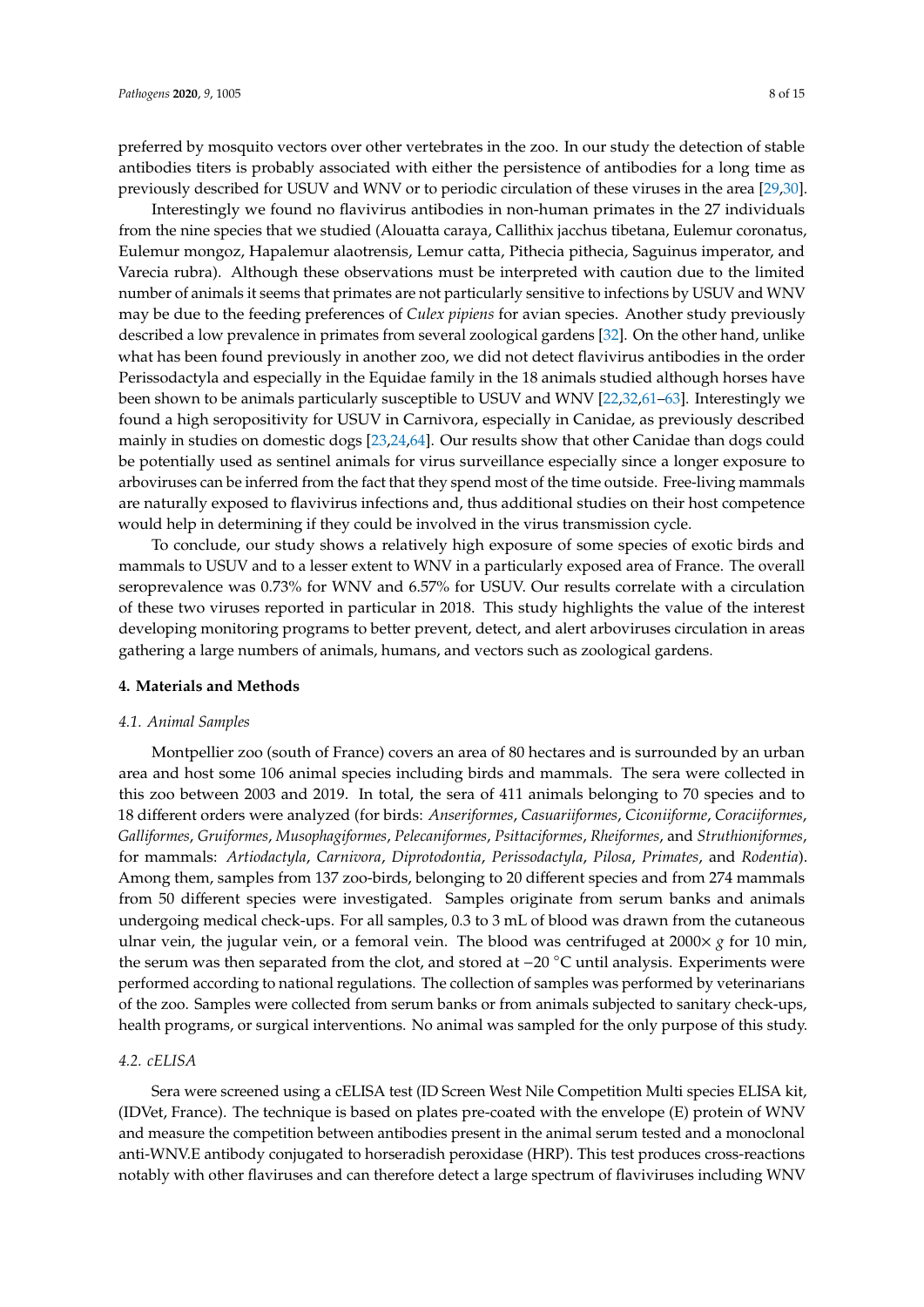preferred by mosquito vectors over other vertebrates in the zoo. In our study the detection of stable antibodies titers is probably associated with either the persistence of antibodies for a long time as previously described for USUV and WNV or to periodic circulation of these viruses in the area [29,30].

Interestingly we found no flavivirus antibodies in non-human primates in the 27 individuals from the nine species that we studied (Alouatta caraya, Callithix jacchus tibetana, Eulemur coronatus, Eulemur mongoz, Hapalemur alaotrensis, Lemur catta, Pithecia pithecia, Saguinus imperator, and Varecia rubra). Although these observations must be interpreted with caution due to the limited number of animals it seems that primates are not particularly sensitive to infections by USUV and WNV may be due to the feeding preferences of *Culex pipiens* for avian species. Another study previously described a low prevalence in primates from several zoological gardens [32]. On the other hand, unlike what has been found previously in another zoo, we did not detect flavivirus antibodies in the order Perissodactyla and especially in the Equidae family in the 18 animals studied although horses have been shown to be animals particularly susceptible to USUV and WNV [22,32,61–63]. Interestingly we found a high seropositivity for USUV in Carnivora, especially in Canidae, as previously described mainly in studies on domestic dogs [23,24,64]. Our results show that other Canidae than dogs could be potentially used as sentinel animals for virus surveillance especially since a longer exposure to arboviruses can be inferred from the fact that they spend most of the time outside. Free-living mammals are naturally exposed to flavivirus infections and, thus additional studies on their host competence would help in determining if they could be involved in the virus transmission cycle.

To conclude, our study shows a relatively high exposure of some species of exotic birds and mammals to USUV and to a lesser extent to WNV in a particularly exposed area of France. The overall seroprevalence was 0.73% for WNV and 6.57% for USUV. Our results correlate with a circulation of these two viruses reported in particular in 2018. This study highlights the value of the interest developing monitoring programs to better prevent, detect, and alert arboviruses circulation in areas gathering a large numbers of animals, humans, and vectors such as zoological gardens.

## 4. Materials and Methods

### 4.1. Animal Samples

Montpellier zoo (south of France) covers an area of 80 hectares and is surrounded by an urban area and host some 106 animal species including birds and mammals. The sera were collected in this zoo between 2003 and 2019. In total, the sera of 411 animals belonging to 70 species and to 18 different orders were analyzed (for birds: *Anseriformes*, *Casuariiformes*, *Ciconiiforme*, *Coraciiformes*, *Galliformes*, *Gruiformes*, *Musophagiformes*, *Pelecaniformes*, *Psittaciformes*, *Rheiformes*, and *Struthioniformes*, for mammals: *Artiodactyla*, *Carnivora*, *Diprotodontia*, *Perissodactyla*, *Pilosa*, *Primates*, and *Rodentia*). Among them, samples from 137 zoo-birds, belonging to 20 different species and from 274 mammals from 50 different species were investigated. Samples originate from serum banks and animals undergoing medical check-ups. For all samples, 0.3 to 3 mL of blood was drawn from the cutaneous ulnar vein, the jugular vein, or a femoral vein. The blood was centrifuged at 2000× *g* for 10 min, the serum was then separated from the clot, and stored at −20 °C until analysis. Experiments were performed according to national regulations. The collection of samples was performed by veterinarians of the zoo. Samples were collected from serum banks or from animals subjected to sanitary check-ups, health programs, or surgical interventions. No animal was sampled for the only purpose of this study.

### 4.2. cELISA

Sera were screened using a cELISA test (ID Screen West Nile Competition Multi species ELISA kit, (IDVet, France). The technique is based on plates pre-coated with the envelope (E) protein of WNV and measure the competition between antibodies present in the animal serum tested and a monoclonal anti-WNV.E antibody conjugated to horseradish peroxidase (HRP). This test produces cross-reactions notably with other flaviruses and can therefore detect a large spectrum of flaviviruses including WNV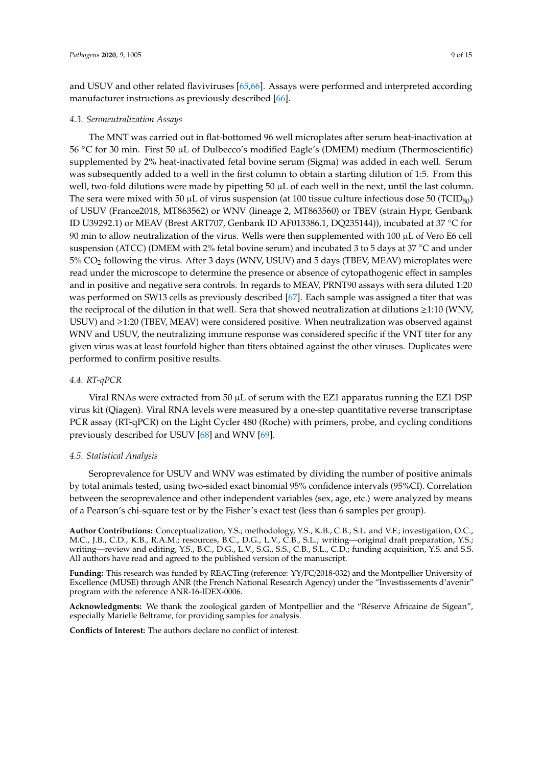and USUV and other related flaviviruses [65,66]. Assays were performed and interpreted according manufacturer instructions as previously described [66].

### *4.3. Seroneutralization Assays*

The MNT was carried out in flat-bottomed 96 well microplates after serum heat-inactivation at 56 °C for 30 min. First 50 μL of Dulbecco's modified Eagle's (DMEM) medium (Thermoscientific) supplemented by 2% heat-inactivated fetal bovine serum (Sigma) was added in each well. Serum was subsequently added to a well in the first column to obtain a starting dilution of 1:5. From this well, two-fold dilutions were made by pipetting 50 μL of each well in the next, until the last column. The sera were mixed with 50 μL of virus suspension (at 100 tissue culture infectious dose 50 ($TCID_{50}$) of USUV (France2018, MT863562) or WNV (lineage 2, MT863560) or TBEV (strain Hypr, Genbank ID U39292.1) or MEAV (Brest ART707, Genbank ID AF013386.1, DQ235144)), incubated at 37 °C for 90 min to allow neutralization of the virus. Wells were then supplemented with 100 μL of Vero E6 cell suspension (ATCC) (DMEM with 2% fetal bovine serum) and incubated 3 to 5 days at 37 °C and under 5% $CO_2$ following the virus. After 3 days (WNV, USUV) and 5 days (TBEV, MEAV) microplates were read under the microscope to determine the presence or absence of cytopathogenic effect in samples and in positive and negative sera controls. In regards to MEAV, PRNT90 assays with sera diluted 1:20 was performed on SW13 cells as previously described [67]. Each sample was assigned a titer that was the reciprocal of the dilution in that well. Sera that showed neutralization at dilutions ≥1:10 (WNV, USUV) and ≥1:20 (TBEV, MEAV) were considered positive. When neutralization was observed against WNV and USUV, the neutralizing immune response was considered specific if the VNT titer for any given virus was at least fourfold higher than titers obtained against the other viruses. Duplicates were performed to confirm positive results.

### *4.4. RT-qPCR*

Viral RNAs were extracted from 50 μL of serum with the EZ1 apparatus running the EZ1 DSP virus kit (Qiagen). Viral RNA levels were measured by a one-step quantitative reverse transcriptase PCR assay (RT-qPCR) on the Light Cycler 480 (Roche) with primers, probe, and cycling conditions previously described for USUV [68] and WNV [69].

### *4.5. Statistical Analysis*

Seroprevalence for USUV and WNV was estimated by dividing the number of positive animals by total animals tested, using two-sided exact binomial 95% confidence intervals (95%CI). Correlation between the seroprevalence and other independent variables (sex, age, etc.) were analyzed by means of a Pearson's chi-square test or by the Fisher's exact test (less than 6 samples per group).

**Author Contributions:** Conceptualization, Y.S.; methodology, Y.S., K.B., C.B., S.L. and V.F.; investigation, O.C., M.C., J.B., C.D., K.B., R.A.M.; resources, B.C., D.G., L.V., C.B., S.L.; writing—original draft preparation, Y.S.; writing—review and editing, Y.S., B.C., D.G., L.V., S.G., S.S., C.B., S.L., C.D.; funding acquisition, Y.S. and S.S. All authors have read and agreed to the published version of the manuscript.

**Funding:** This research was funded by REACTing (reference: YY/FC/2018-032) and the Montpellier University of Excellence (MUSE) through ANR (the French National Research Agency) under the "Investissements d'avenir" program with the reference ANR-16-IDEX-0006.

**Acknowledgments:** We thank the zoological garden of Montpellier and the "Réserve Africaine de Sigean", especially Marielle Beltrame, for providing samples for analysis.

**Conflicts of Interest:** The authors declare no conflict of interest.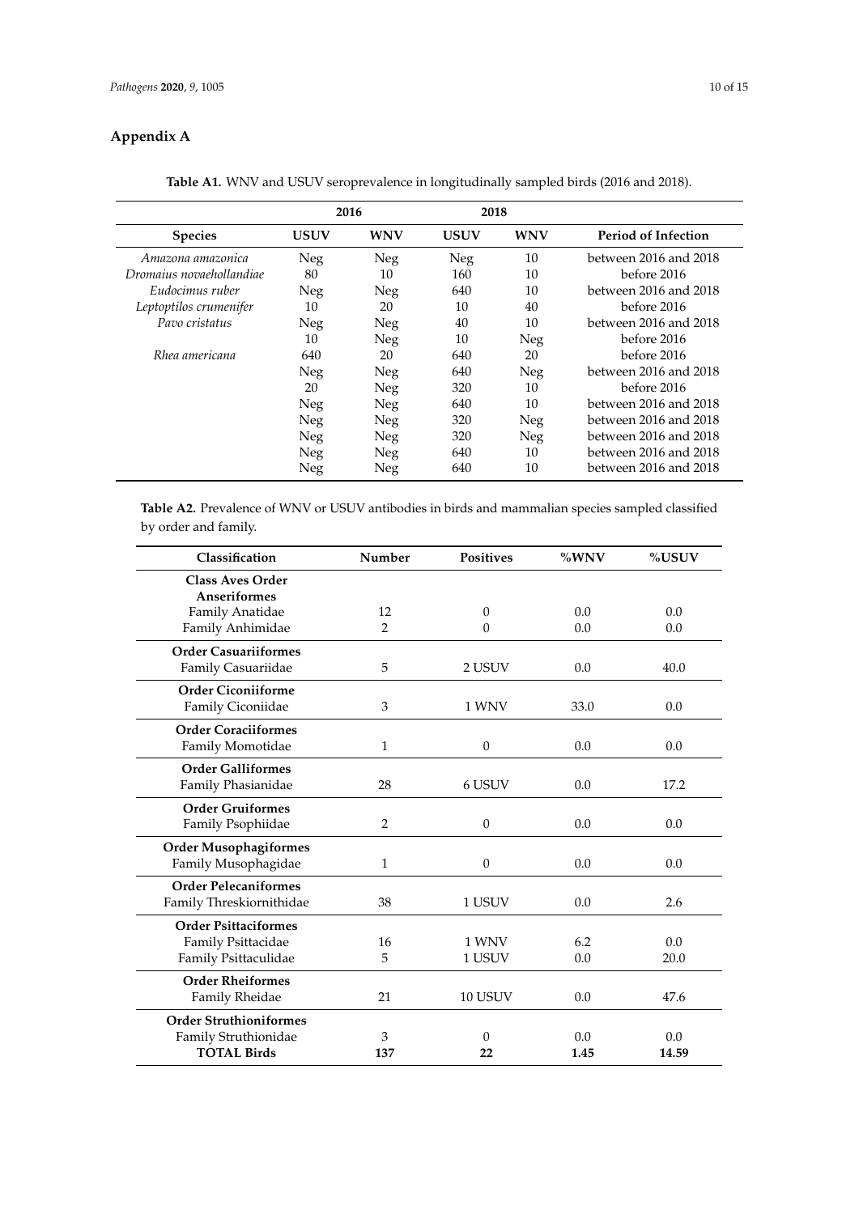## Appendix A

**Table A1.** WNV and USUV seroprevalence in longitudinally sampled birds (2016 and 2018).

| | 2016 | | 2018 | | |
|---|---|---|---|---|---|
| **Species** | **USUV** | **WNV** | **USUV** | **WNV** | **Period of Infection** |
| *Amazona amazonica* | Neg | Neg | Neg | 10 | between 2016 and 2018 |
| *Dromaius novaehollandiae* | 80 | 10 | 160 | 10 | before 2016 |
| *Eudocimus ruber* | Neg | Neg | 640 | 10 | between 2016 and 2018 |
| *Leptoptilos crumenifer* | 10 | 20 | 10 | 40 | before 2016 |
| *Pavo cristatus* | Neg | Neg | 40 | 10 | between 2016 and 2018 |
| | 10 | Neg | 10 | Neg | before 2016 |
| *Rhea americana* | 640 | 20 | 640 | 20 | before 2016 |
| | Neg | Neg | 640 | Neg | between 2016 and 2018 |
| | 20 | Neg | 320 | 10 | before 2016 |
| | Neg | Neg | 640 | 10 | between 2016 and 2018 |
| | Neg | Neg | 320 | Neg | between 2016 and 2018 |
| | Neg | Neg | 320 | Neg | between 2016 and 2018 |
| | Neg | Neg | 640 | 10 | between 2016 and 2018 |
| | Neg | Neg | 640 | 10 | between 2016 and 2018 |

**Table A2.** Prevalence of WNV or USUV antibodies in birds and mammalian species sampled classified by order and family.

| Classification | Number | Positives | %WNV | %USUV |
|---|---|---|---|---|
| **Class Aves Order Anseriformes** | | | | |
| Family Anatidae | 12 | 0 | 0.0 | 0.0 |
| Family Anhimidae | 2 | 0 | 0.0 | 0.0 |
| **Order Casuariiformes** | | | | |
| Family Casuariidae | 5 | 2 USUV | 0.0 | 40.0 |
| **Order Ciconiiforme** | | | | |
| Family Ciconiidae | 3 | 1 WNV | 33.0 | 0.0 |
| **Order Coraciiformes** | | | | |
| Family Momotidae | 1 | 0 | 0.0 | 0.0 |
| **Order Galliformes** | | | | |
| Family Phasianidae | 28 | 6 USUV | 0.0 | 17.2 |
| **Order Gruiformes** | | | | |
| Family Psophiidae | 2 | 0 | 0.0 | 0.0 |
| **Order Musophagiformes** | | | | |
| Family Musophagidae | 1 | 0 | 0.0 | 0.0 |
| **Order Pelecaniformes** | | | | |
| Family Threskiornithidae | 38 | 1 USUV | 0.0 | 2.6 |
| **Order Psittaciformes** | | | | |
| Family Psittacidae | 16 | 1 WNV | 6.2 | 0.0 |
| Family Psittaculidae | 5 | 1 USUV | 0.0 | 20.0 |
| **Order Rheiformes** | | | | |
| Family Rheidae | 21 | 10 USUV | 0.0 | 47.6 |
| **Order Struthioniformes** | | | | |
| Family Struthionidae | 3 | 0 | 0.0 | 0.0 |
| **TOTAL Birds** | **137** | **22** | **1.45** | **14.59** |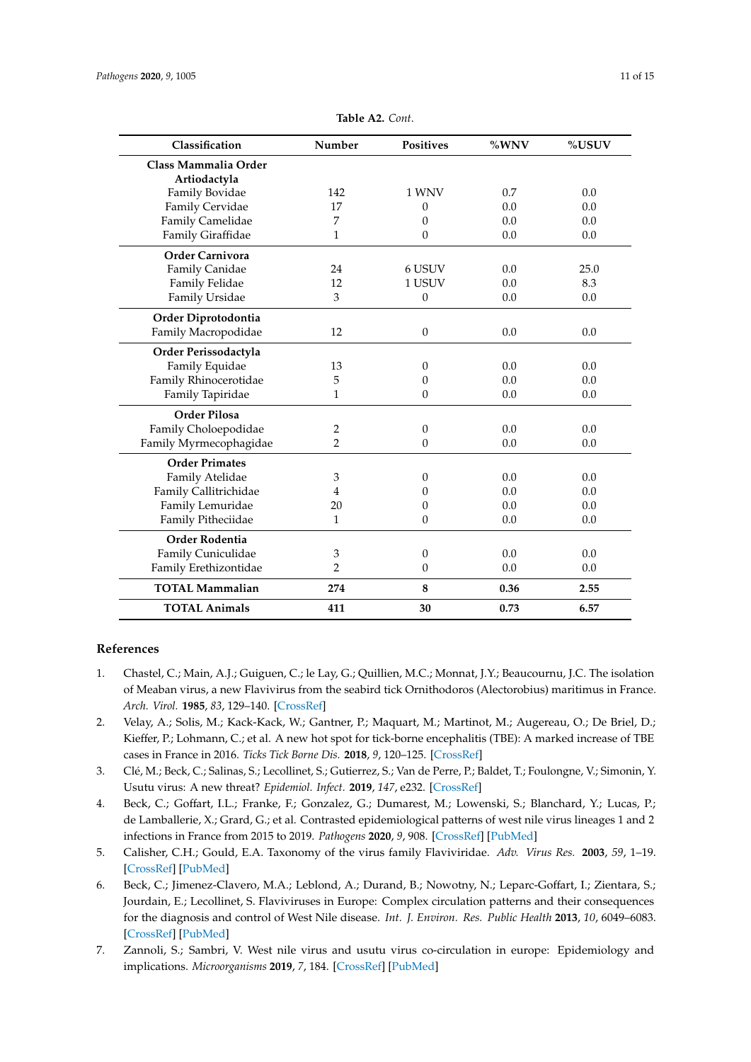**Table A2.** *Cont.*

| Classification | Number | Positives | %WNV | %USUV |
|---|---|---|---|---|
| **Class Mammalia Order Artiodactyla** | | | | |
| Family Bovidae | 142 | 1 WNV | 0.7 | 0.0 |
| Family Cervidae | 17 | 0 | 0.0 | 0.0 |
| Family Camelidae | 7 | 0 | 0.0 | 0.0 |
| Family Giraffidae | 1 | 0 | 0.0 | 0.0 |
| **Order Carnivora** | | | | |
| Family Canidae | 24 | 6 USUV | 0.0 | 25.0 |
| Family Felidae | 12 | 1 USUV | 0.0 | 8.3 |
| Family Ursidae | 3 | 0 | 0.0 | 0.0 |
| **Order Diprotodontia** | | | | |
| Family Macropodidae | 12 | 0 | 0.0 | 0.0 |
| **Order Perissodactyla** | | | | |
| Family Equidae | 13 | 0 | 0.0 | 0.0 |
| Family Rhinocerotidae | 5 | 0 | 0.0 | 0.0 |
| Family Tapiridae | 1 | 0 | 0.0 | 0.0 |
| **Order Pilosa** | | | | |
| Family Choloepodidae | 2 | 0 | 0.0 | 0.0 |
| Family Myrmecophagidae | 2 | 0 | 0.0 | 0.0 |
| **Order Primates** | | | | |
| Family Atelidae | 3 | 0 | 0.0 | 0.0 |
| Family Callitrichidae | 4 | 0 | 0.0 | 0.0 |
| Family Lemuridae | 20 | 0 | 0.0 | 0.0 |
| Family Pitheciidae | 1 | 0 | 0.0 | 0.0 |
| **Order Rodentia** | | | | |
| Family Cuniculidae | 3 | 0 | 0.0 | 0.0 |
| Family Erethizontidae | 2 | 0 | 0.0 | 0.0 |
| **TOTAL Mammalian** | **274** | **8** | **0.36** | **2.55** |
| **TOTAL Animals** | **411** | **30** | **0.73** | **6.57** |

## References

1. Chastel, C.; Main, A.J.; Guiguen, C.; le Lay, G.; Quillien, M.C.; Monnat, J.Y.; Beaucournu, J.C. The isolation of Meaban virus, a new Flavivirus from the seabird tick Ornithodoros (Alectorobius) maritimus in France. *Arch. Virol.* **1985**, *83*, 129–140. [CrossRef]
2. Velay, A.; Solis, M.; Kack-Kack, W.; Gantner, P.; Maquart, M.; Martinot, M.; Augereau, O.; De Briel, D.; Kieffer, P.; Lohmann, C.; et al. A new hot spot for tick-borne encephalitis (TBE): A marked increase of TBE cases in France in 2016. *Ticks Tick Borne Dis.* **2018**, *9*, 120–125. [CrossRef]
3. Clé, M.; Beck, C.; Salinas, S.; Lecollinet, S.; Gutierrez, S.; Van de Perre, P.; Baldet, T.; Foulongne, V.; Simonin, Y. Usutu virus: A new threat? *Epidemiol. Infect.* **2019**, *147*, e232. [CrossRef]
4. Beck, C.; Goffart, I.L.; Franke, F.; Gonzalez, G.; Dumarest, M.; Lowenski, S.; Blanchard, Y.; Lucas, P.; de Lamballerie, X.; Grard, G.; et al. Contrasted epidemiological patterns of west nile virus lineages 1 and 2 infections in France from 2015 to 2019. *Pathogens* **2020**, *9*, 908. [CrossRef] [PubMed]
5. Calisher, C.H.; Gould, E.A. Taxonomy of the virus family Flaviviridae. *Adv. Virus Res.* **2003**, *59*, 1–19. [CrossRef] [PubMed]
6. Beck, C.; Jimenez-Clavero, M.A.; Leblond, A.; Durand, B.; Nowotny, N.; Leparc-Goffart, I.; Zientara, S.; Jourdain, E.; Lecollinet, S. Flaviviruses in Europe: Complex circulation patterns and their consequences for the diagnosis and control of West Nile disease. *Int. J. Environ. Res. Public Health* **2013**, *10*, 6049–6083. [CrossRef] [PubMed]
7. Zannoli, S.; Sambri, V. West nile virus and usutu virus co-circulation in europe: Epidemiology and implications. *Microorganisms* **2019**, *7*, 184. [CrossRef] [PubMed]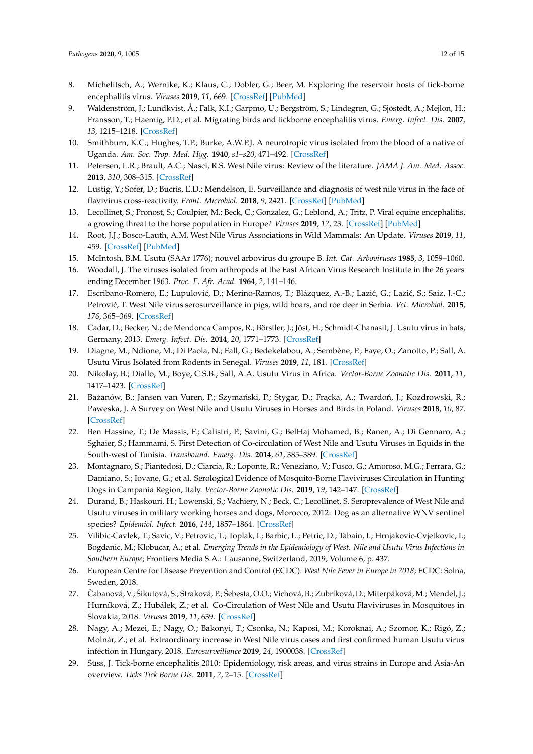8. Michelitsch, A.; Wernike, K.; Klaus, C.; Dobler, G.; Beer, M. Exploring the reservoir hosts of tick-borne encephalitis virus. *Viruses* **2019**, *11*, 669. [CrossRef] [PubMed]
9. Waldenström, J.; Lundkvist, Å.; Falk, K.I.; Garpmo, U.; Bergström, S.; Lindegren, G.; Sjöstedt, A.; Mejlon, H.; Fransson, T.; Haemig, P.D.; et al. Migrating birds and tickborne encephalitis virus. *Emerg. Infect. Dis.* **2007**, *13*, 1215–1218. [CrossRef]
10. Smithburn, K.C.; Hughes, T.P.; Burke, A.W.P.J. A neurotropic virus isolated from the blood of a native of Uganda. *Am. Soc. Trop. Med. Hyg.* **1940**, *s1–s20*, 471–492. [CrossRef]
11. Petersen, L.R.; Brault, A.C.; Nasci, R.S. West Nile virus: Review of the literature. *JAMA J. Am. Med. Assoc.* **2013**, *310*, 308–315. [CrossRef]
12. Lustig, Y.; Sofer, D.; Bucris, E.D.; Mendelson, E. Surveillance and diagnosis of west nile virus in the face of flavivirus cross-reactivity. *Front. Microbiol.* **2018**, *9*, 2421. [CrossRef] [PubMed]
13. Lecollinet, S.; Pronost, S.; Coulpier, M.; Beck, C.; Gonzalez, G.; Leblond, A.; Tritz, P. Viral equine encephalitis, a growing threat to the horse population in Europe? *Viruses* **2019**, *12*, 23. [CrossRef] [PubMed]
14. Root, J.J.; Bosco-Lauth, A.M. West Nile Virus Associations in Wild Mammals: An Update. *Viruses* **2019**, *11*, 459. [CrossRef] [PubMed]
15. McIntosh, B.M. Usutu (SAAr 1776); nouvel arbovirus du groupe B. *Int. Cat. Arboviruses* **1985**, *3*, 1059–1060.
16. Woodall, J. The viruses isolated from arthropods at the East African Virus Research Institute in the 26 years ending December 1963. *Proc. E. Afr. Acad.* **1964**, *2*, 141–146.
17. Escribano-Romero, E.; Lupulović, D.; Merino-Ramos, T.; Blázquez, A.-B.; Lazić, G.; Lazić, S.; Saiz, J.-C.; Petrović, T. West Nile virus serosurveillance in pigs, wild boars, and roe deer in Serbia. *Vet. Microbiol.* **2015**, *176*, 365–369. [CrossRef]
18. Cadar, D.; Becker, N.; de Mendonca Campos, R.; Börstler, J.; Jöst, H.; Schmidt-Chanasit, J. Usutu virus in bats, Germany, 2013. *Emerg. Infect. Dis.* **2014**, *20*, 1771–1773. [CrossRef]
19. Diagne, M.; Ndione, M.; Di Paola, N.; Fall, G.; Bedekelabou, A.; Sembène, P.; Faye, O.; Zanotto, P.; Sall, A. Usutu Virus Isolated from Rodents in Senegal. *Viruses* **2019**, *11*, 181. [CrossRef]
20. Nikolay, B.; Diallo, M.; Boye, C.S.B.; Sall, A.A. Usutu Virus in Africa. *Vector-Borne Zoonotic Dis.* **2011**, *11*, 1417–1423. [CrossRef]
21. Bażanów, B.; Jansen van Vuren, P.; Szymański, P.; Stygar, D.; Frącka, A.; Twardoń, J.; Kozdrowski, R.; Pawęska, J. A Survey on West Nile and Usutu Viruses in Horses and Birds in Poland. *Viruses* **2018**, *10*, 87. [CrossRef]
22. Ben Hassine, T.; De Massis, F.; Calistri, P.; Savini, G.; BelHaj Mohamed, B.; Ranen, A.; Di Gennaro, A.; Sghaier, S.; Hammami, S. First Detection of Co-circulation of West Nile and Usutu Viruses in Equids in the South-west of Tunisia. *Transbound. Emerg. Dis.* **2014**, *61*, 385–389. [CrossRef]
23. Montagnaro, S.; Piantedosi, D.; Ciarcia, R.; Loponte, R.; Veneziano, V.; Fusco, G.; Amoroso, M.G.; Ferrara, G.; Damiano, S.; Iovane, G.; et al. Serological Evidence of Mosquito-Borne Flaviviruses Circulation in Hunting Dogs in Campania Region, Italy. *Vector-Borne Zoonotic Dis.* **2019**, *19*, 142–147. [CrossRef]
24. Durand, B.; Haskouri, H.; Lowenski, S.; Vachiery, N.; Beck, C.; Lecollinet, S. Seroprevalence of West Nile and Usutu viruses in military working horses and dogs, Morocco, 2012: Dog as an alternative WNV sentinel species? *Epidemiol. Infect.* **2016**, *144*, 1857–1864. [CrossRef]
25. Vilibic-Cavlek, T.; Savic, V.; Petrovic, T.; Toplak, I.; Barbic, L.; Petric, D.; Tabain, I.; Hrnjakovic-Cvjetkovic, I.; Bogdanic, M.; Klobucar, A.; et al. *Emerging Trends in the Epidemiology of West. Nile and Usutu Virus Infections in Southern Europe*; Frontiers Media S.A.: Lausanne, Switzerland, 2019; Volume 6, p. 437.
26. European Centre for Disease Prevention and Control (ECDC). *West Nile Fever in Europe in 2018*; ECDC: Solna, Sweden, 2018.
27. Čabanová, V.; Šikutová, S.; Straková, P.; Šebesta, O.O.; Vichová, B.; Zubríková, D.; Miterpáková, M.; Mendel, J.; Hurníková, Z.; Hubálek, Z.; et al. Co-Circulation of West Nile and Usutu Flaviviruses in Mosquitoes in Slovakia, 2018. *Viruses* **2019**, *11*, 639. [CrossRef]
28. Nagy, A.; Mezei, E.; Nagy, O.; Bakonyi, T.; Csonka, N.; Kaposi, M.; Koroknai, A.; Szomor, K.; Rigó, Z.; Molnár, Z.; et al. Extraordinary increase in West Nile virus cases and first confirmed human Usutu virus infection in Hungary, 2018. *Eurosurveillance* **2019**, *24*, 1900038. [CrossRef]
29. Süss, J. Tick-borne encephalitis 2010: Epidemiology, risk areas, and virus strains in Europe and Asia-An overview. *Ticks Tick Borne Dis.* **2011**, *2*, 2–15. [CrossRef]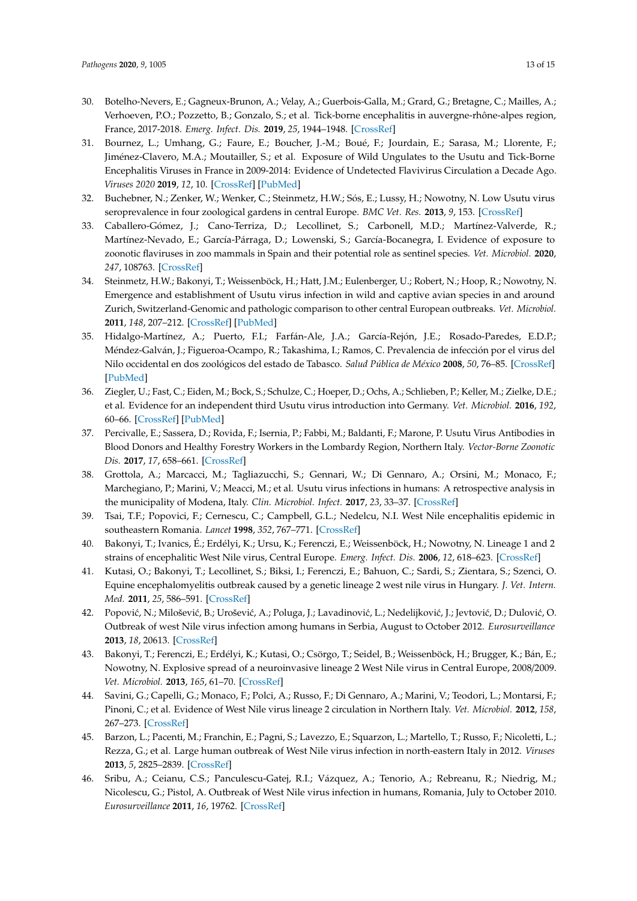30. Botelho-Nevers, E.; Gagneux-Brunon, A.; Velay, A.; Guerbois-Galla, M.; Grard, G.; Bretagne, C.; Mailles, A.; Verhoeven, P.O.; Pozzetto, B.; Gonzalo, S.; et al. Tick-borne encephalitis in auvergne-rhône-alpes region, France, 2017-2018. *Emerg. Infect. Dis.* **2019**, *25*, 1944–1948. [CrossRef]
31. Bournez, L.; Umhang, G.; Faure, E.; Boucher, J.-M.; Boué, F.; Jourdain, E.; Sarasa, M.; Llorente, F.; Jiménez-Clavero, M.A.; Moutailler, S.; et al. Exposure of Wild Ungulates to the Usutu and Tick-Borne Encephalitis Viruses in France in 2009-2014: Evidence of Undetected Flavivirus Circulation a Decade Ago. *Viruses 2020* **2019**, *12*, 10. [CrossRef] [PubMed]
32. Buchebner, N.; Zenker, W.; Wenker, C.; Steinmetz, H.W.; Sós, E.; Lussy, H.; Nowotny, N. Low Usutu virus seroprevalence in four zoological gardens in central Europe. *BMC Vet. Res.* **2013**, *9*, 153. [CrossRef]
33. Caballero-Gómez, J.; Cano-Terriza, D.; Lecollinet, S.; Carbonell, M.D.; Martínez-Valverde, R.; Martínez-Nevado, E.; García-Párraga, D.; Lowenski, S.; García-Bocanegra, I. Evidence of exposure to zoonotic flaviruses in zoo mammals in Spain and their potential role as sentinel species. *Vet. Microbiol.* **2020**, *247*, 108763. [CrossRef]
34. Steinmetz, H.W.; Bakonyi, T.; Weissenböck, H.; Hatt, J.M.; Eulenberger, U.; Robert, N.; Hoop, R.; Nowotny, N. Emergence and establishment of Usutu virus infection in wild and captive avian species in and around Zurich, Switzerland-Genomic and pathologic comparison to other central European outbreaks. *Vet. Microbiol.* **2011**, *148*, 207–212. [CrossRef] [PubMed]
35. Hidalgo-Martínez, A.; Puerto, F.I.; Farfán-Ale, J.A.; García-Rejón, J.E.; Rosado-Paredes, E.D.P.; Méndez-Galván, J.; Figueroa-Ocampo, R.; Takashima, I.; Ramos, C. Prevalencia de infección por el virus del Nilo occidental en dos zoológicos del estado de Tabasco. *Salud Pública de México* **2008**, *50*, 76–85. [CrossRef] [PubMed]
36. Ziegler, U.; Fast, C.; Eiden, M.; Bock, S.; Schulze, C.; Hoeper, D.; Ochs, A.; Schlieben, P.; Keller, M.; Zielke, D.E.; et al. Evidence for an independent third Usutu virus introduction into Germany. *Vet. Microbiol.* **2016**, *192*, 60–66. [CrossRef] [PubMed]
37. Percivalle, E.; Sassera, D.; Rovida, F.; Isernia, P.; Fabbi, M.; Baldanti, F.; Marone, P. Usutu Virus Antibodies in Blood Donors and Healthy Forestry Workers in the Lombardy Region, Northern Italy. *Vector-Borne Zoonotic Dis.* **2017**, *17*, 658–661. [CrossRef]
38. Grottola, A.; Marcacci, M.; Tagliazucchi, S.; Gennari, W.; Di Gennaro, A.; Orsini, M.; Monaco, F.; Marchegiano, P.; Marini, V.; Meacci, M.; et al. Usutu virus infections in humans: A retrospective analysis in the municipality of Modena, Italy. *Clin. Microbiol. Infect.* **2017**, *23*, 33–37. [CrossRef]
39. Tsai, T.F.; Popovici, F.; Cernescu, C.; Campbell, G.L.; Nedelcu, N.I. West Nile encephalitis epidemic in southeastern Romania. *Lancet* **1998**, *352*, 767–771. [CrossRef]
40. Bakonyi, T.; Ivanics, É.; Erdélyi, K.; Ursu, K.; Ferenczi, E.; Weissenböck, H.; Nowotny, N. Lineage 1 and 2 strains of encephalitic West Nile virus, Central Europe. *Emerg. Infect. Dis.* **2006**, *12*, 618–623. [CrossRef]
41. Kutasi, O.; Bakonyi, T.; Lecollinet, S.; Biksi, I.; Ferenczi, E.; Bahuon, C.; Sardi, S.; Zientara, S.; Szenci, O. Equine encephalomyelitis outbreak caused by a genetic lineage 2 west nile virus in Hungary. *J. Vet. Intern. Med.* **2011**, *25*, 586–591. [CrossRef]
42. Popović, N.; Milošević, B.; Urošević, A.; Poluga, J.; Lavadinović, L.; Nedelijković, J.; Jevtović, D.; Dulović, O. Outbreak of west Nile virus infection among humans in Serbia, August to October 2012. *Eurosurveillance* **2013**, *18*, 20613. [CrossRef]
43. Bakonyi, T.; Ferenczi, E.; Erdélyi, K.; Kutasi, O.; Csörgo, T.; Seidel, B.; Weissenböck, H.; Brugger, K.; Bán, E.; Nowotny, N. Explosive spread of a neuroinvasive lineage 2 West Nile virus in Central Europe, 2008/2009. *Vet. Microbiol.* **2013**, *165*, 61–70. [CrossRef]
44. Savini, G.; Capelli, G.; Monaco, F.; Polci, A.; Russo, F.; Di Gennaro, A.; Marini, V.; Teodori, L.; Montarsi, F.; Pinoni, C.; et al. Evidence of West Nile virus lineage 2 circulation in Northern Italy. *Vet. Microbiol.* **2012**, *158*, 267–273. [CrossRef]
45. Barzon, L.; Pacenti, M.; Franchin, E.; Pagni, S.; Lavezzo, E.; Squarzon, L.; Martello, T.; Russo, F.; Nicoletti, L.; Rezza, G.; et al. Large human outbreak of West Nile virus infection in north-eastern Italy in 2012. *Viruses* **2013**, *5*, 2825–2839. [CrossRef]
46. Sribu, A.; Ceianu, C.S.; Panculescu-Gatej, R.I.; Vázquez, A.; Tenorio, A.; Rebreanu, R.; Niedrig, M.; Nicolescu, G.; Pistol, A. Outbreak of West Nile virus infection in humans, Romania, July to October 2010. *Eurosurveillance* **2011**, *16*, 19762. [CrossRef]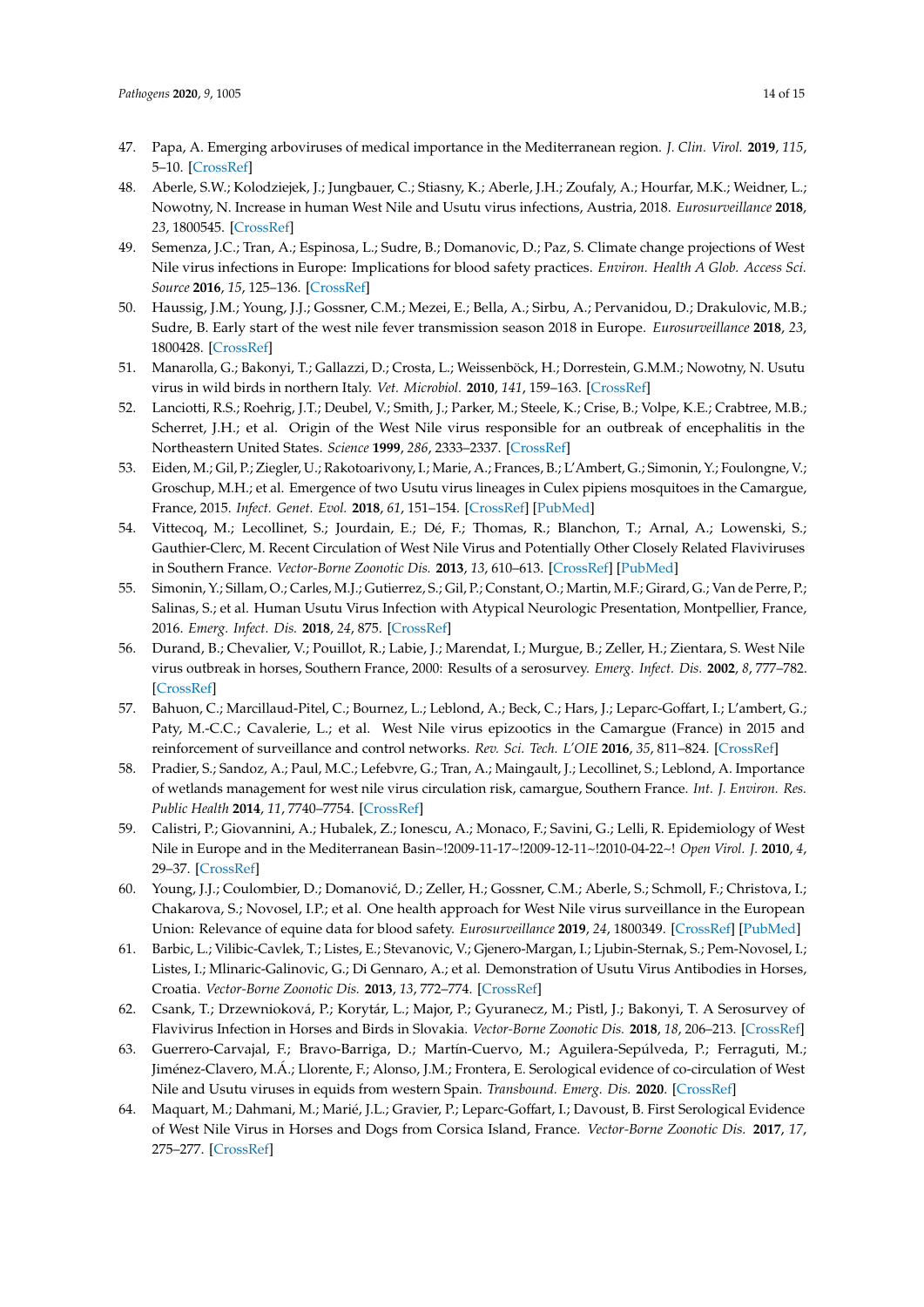47. Papa, A. Emerging arboviruses of medical importance in the Mediterranean region. *J. Clin. Virol.* **2019**, *115*, 5–10. [CrossRef]
48. Aberle, S.W.; Kolodziejek, J.; Jungbauer, C.; Stiasny, K.; Aberle, J.H.; Zoufaly, A.; Hourfar, M.K.; Weidner, L.; Nowotny, N. Increase in human West Nile and Usutu virus infections, Austria, 2018. *Eurosurveillance* **2018**, *23*, 1800545. [CrossRef]
49. Semenza, J.C.; Tran, A.; Espinosa, L.; Sudre, B.; Domanovic, D.; Paz, S. Climate change projections of West Nile virus infections in Europe: Implications for blood safety practices. *Environ. Health A Glob. Access Sci. Source* **2016**, *15*, 125–136. [CrossRef]
50. Haussig, J.M.; Young, J.J.; Gossner, C.M.; Mezei, E.; Bella, A.; Sirbu, A.; Pervanidou, D.; Drakulovic, M.B.; Sudre, B. Early start of the west nile fever transmission season 2018 in Europe. *Eurosurveillance* **2018**, *23*, 1800428. [CrossRef]
51. Manarolla, G.; Bakonyi, T.; Gallazzi, D.; Crosta, L.; Weissenböck, H.; Dorrestein, G.M.M.; Nowotny, N. Usutu virus in wild birds in northern Italy. *Vet. Microbiol.* **2010**, *141*, 159–163. [CrossRef]
52. Lanciotti, R.S.; Roehrig, J.T.; Deubel, V.; Smith, J.; Parker, M.; Steele, K.; Crise, B.; Volpe, K.E.; Crabtree, M.B.; Scherret, J.H.; et al. Origin of the West Nile virus responsible for an outbreak of encephalitis in the Northeastern United States. *Science* **1999**, *286*, 2333–2337. [CrossRef]
53. Eiden, M.; Gil, P.; Ziegler, U.; Rakotoarivony, I.; Marie, A.; Frances, B.; L'Ambert, G.; Simonin, Y.; Foulongne, V.; Groschup, M.H.; et al. Emergence of two Usutu virus lineages in Culex pipiens mosquitoes in the Camargue, France, 2015. *Infect. Genet. Evol.* **2018**, *61*, 151–154. [CrossRef] [PubMed]
54. Vittecoq, M.; Lecollinet, S.; Jourdain, E.; Dé, F.; Thomas, R.; Blanchon, T.; Arnal, A.; Lowenski, S.; Gauthier-Clerc, M. Recent Circulation of West Nile Virus and Potentially Other Closely Related Flaviviruses in Southern France. *Vector-Borne Zoonotic Dis.* **2013**, *13*, 610–613. [CrossRef] [PubMed]
55. Simonin, Y.; Sillam, O.; Carles, M.J.; Gutierrez, S.; Gil, P.; Constant, O.; Martin, M.F.; Girard, G.; Van de Perre, P.; Salinas, S.; et al. Human Usutu Virus Infection with Atypical Neurologic Presentation, Montpellier, France, 2016. *Emerg. Infect. Dis.* **2018**, *24*, 875. [CrossRef]
56. Durand, B.; Chevalier, V.; Pouillot, R.; Labie, J.; Marendat, I.; Murgue, B.; Zeller, H.; Zientara, S. West Nile virus outbreak in horses, Southern France, 2000: Results of a serosurvey. *Emerg. Infect. Dis.* **2002**, *8*, 777–782. [CrossRef]
57. Bahuon, C.; Marcillaud-Pitel, C.; Bournez, L.; Leblond, A.; Beck, C.; Hars, J.; Leparc-Goffart, I.; L'ambert, G.; Paty, M.-C.C.; Cavalerie, L.; et al. West Nile virus epizootics in the Camargue (France) in 2015 and reinforcement of surveillance and control networks. *Rev. Sci. Tech. L'OIE* **2016**, *35*, 811–824. [CrossRef]
58. Pradier, S.; Sandoz, A.; Paul, M.C.; Lefebvre, G.; Tran, A.; Maingault, J.; Lecollinet, S.; Leblond, A. Importance of wetlands management for west nile virus circulation risk, camargue, Southern France. *Int. J. Environ. Res. Public Health* **2014**, *11*, 7740–7754. [CrossRef]
59. Calistri, P.; Giovannini, A.; Hubalek, Z.; Ionescu, A.; Monaco, F.; Savini, G.; Lelli, R. Epidemiology of West Nile in Europe and in the Mediterranean Basin~!2009-11-17~!2009-12-11~!2010-04-22~! *Open Virol. J.* **2010**, *4*, 29–37. [CrossRef]
60. Young, J.J.; Coulombier, D.; Domanović, D.; Zeller, H.; Gossner, C.M.; Aberle, S.; Schmoll, F.; Christova, I.; Chakarova, S.; Novosel, I.P.; et al. One health approach for West Nile virus surveillance in the European Union: Relevance of equine data for blood safety. *Eurosurveillance* **2019**, *24*, 1800349. [CrossRef] [PubMed]
61. Barbic, L.; Vilibic-Cavlek, T.; Listes, E.; Stevanovic, V.; Gjenero-Margan, I.; Ljubin-Sternak, S.; Pem-Novosel, I.; Listes, I.; Mlinaric-Galinovic, G.; Di Gennaro, A.; et al. Demonstration of Usutu Virus Antibodies in Horses, Croatia. *Vector-Borne Zoonotic Dis.* **2013**, *13*, 772–774. [CrossRef]
62. Csank, T.; Drzewnioková, P.; Korytár, L.; Major, P.; Gyuranecz, M.; Pistl, J.; Bakonyi, T. A Serosurvey of Flavivirus Infection in Horses and Birds in Slovakia. *Vector-Borne Zoonotic Dis.* **2018**, *18*, 206–213. [CrossRef]
63. Guerrero-Carvajal, F.; Bravo-Barriga, D.; Martín-Cuervo, M.; Aguilera-Sepúlveda, P.; Ferraguti, M.; Jiménez-Clavero, M.Á.; Llorente, F.; Alonso, J.M.; Frontera, E. Serological evidence of co-circulation of West Nile and Usutu viruses in equids from western Spain. *Transbound. Emerg. Dis.* **2020**. [CrossRef]
64. Maquart, M.; Dahmani, M.; Marié, J.L.; Gravier, P.; Leparc-Goffart, I.; Davoust, B. First Serological Evidence of West Nile Virus in Horses and Dogs from Corsica Island, France. *Vector-Borne Zoonotic Dis.* **2017**, *17*, 275–277. [CrossRef]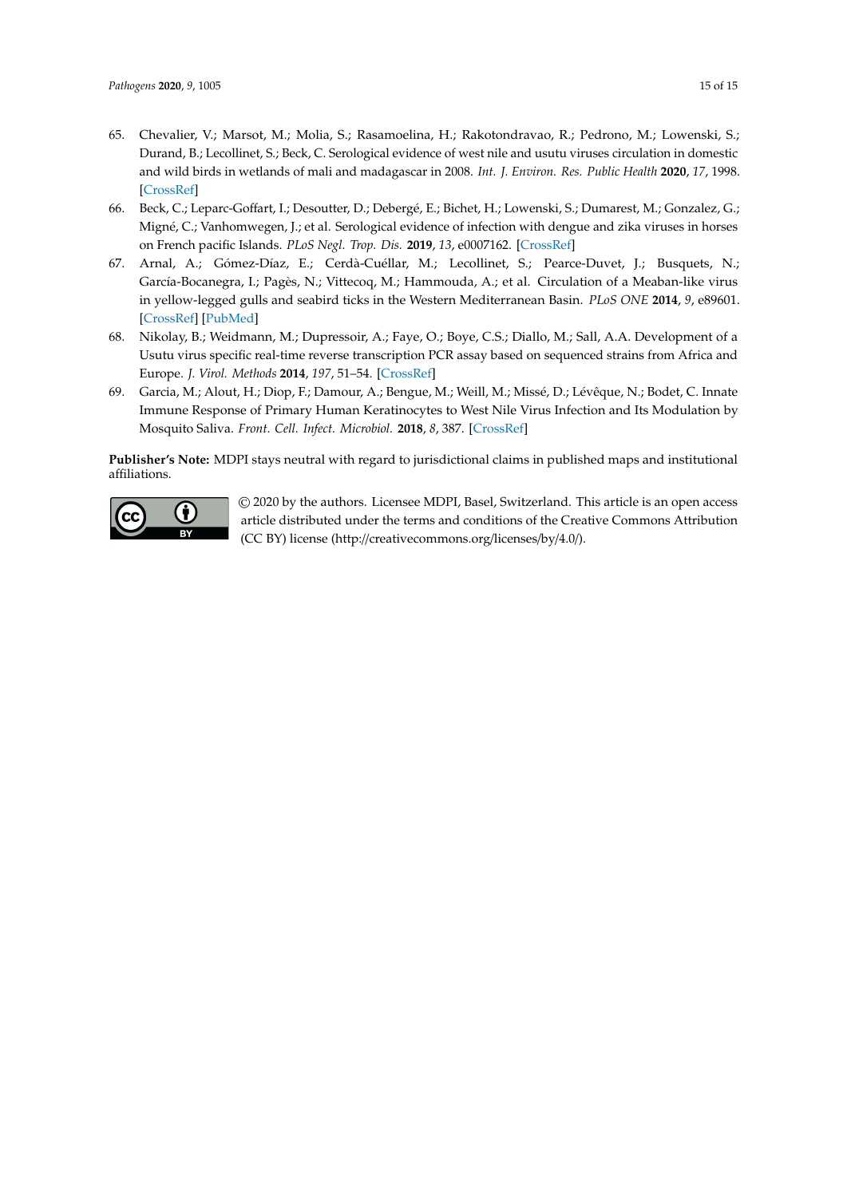65. Chevalier, V.; Marsot, M.; Molia, S.; Rasamoelina, H.; Rakotondravao, R.; Pedrono, M.; Lowenski, S.; Durand, B.; Lecollinet, S.; Beck, C. Serological evidence of west nile and usutu viruses circulation in domestic and wild birds in wetlands of mali and madagascar in 2008. *Int. J. Environ. Res. Public Health* **2020**, *17*, 1998. [CrossRef]
66. Beck, C.; Leparc-Goffart, I.; Desoutter, D.; Debergé, E.; Bichet, H.; Lowenski, S.; Dumarest, M.; Gonzalez, G.; Migné, C.; Vanhomwegen, J.; et al. Serological evidence of infection with dengue and zika viruses in horses on French pacific Islands. *PLoS Negl. Trop. Dis.* **2019**, *13*, e0007162. [CrossRef]
67. Arnal, A.; Gómez-Díaz, E.; Cerdà-Cuéllar, M.; Lecollinet, S.; Pearce-Duvet, J.; Busquets, N.; García-Bocanegra, I.; Pagès, N.; Vittecoq, M.; Hammouda, A.; et al. Circulation of a Meaban-like virus in yellow-legged gulls and seabird ticks in the Western Mediterranean Basin. *PLoS ONE* **2014**, *9*, e89601. [CrossRef] [PubMed]
68. Nikolay, B.; Weidmann, M.; Dupressoir, A.; Faye, O.; Boye, C.S.; Diallo, M.; Sall, A.A. Development of a Usutu virus specific real-time reverse transcription PCR assay based on sequenced strains from Africa and Europe. *J. Virol. Methods* **2014**, *197*, 51–54. [CrossRef]
69. Garcia, M.; Alout, H.; Diop, F.; Damour, A.; Bengue, M.; Weill, M.; Missé, D.; Lévêque, N.; Bodet, C. Innate Immune Response of Primary Human Keratinocytes to West Nile Virus Infection and Its Modulation by Mosquito Saliva. *Front. Cell. Infect. Microbiol.* **2018**, *8*, 387. [CrossRef]

**Publisher's Note:** MDPI stays neutral with regard to jurisdictional claims in published maps and institutional affiliations.

© 2020 by the authors. Licensee MDPI, Basel, Switzerland. This article is an open access article distributed under the terms and conditions of the Creative Commons Attribution (CC BY) license (http://creativecommons.org/licenses/by/4.0/).